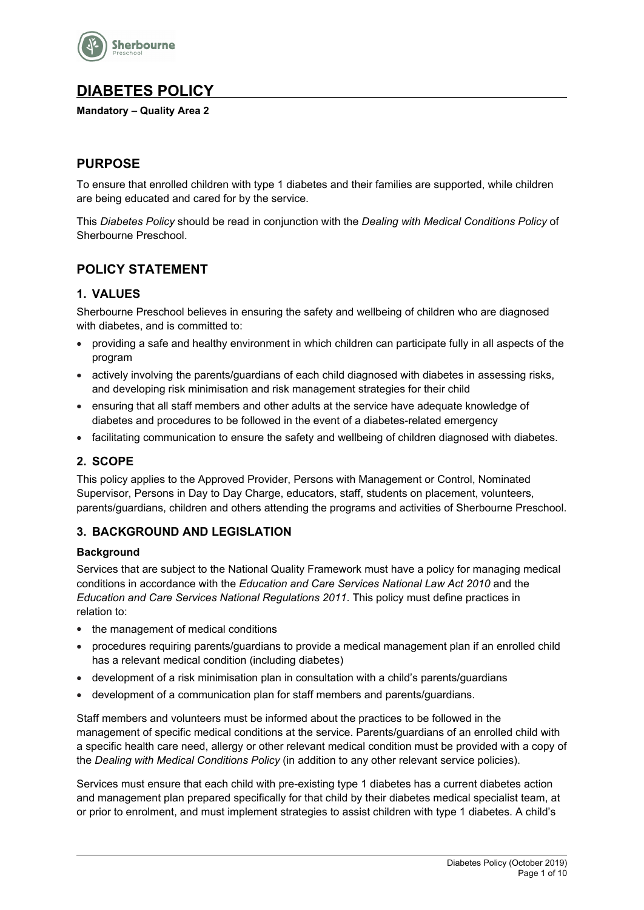# DIABETES POLICY

**Mandatory – Quality Area 2**

## PURPOSE

To ensure that enrolled children with type 1 diabetes and their families are supported, while children are being educated and cared for by the service.

This *Diabetes Policy* should be read in conjunction with the *Dealing with Medical Conditions Policy* of Sherbourne Preschool.

## POLICY STATEMENT

### 1. VALUES

Sherbourne Preschool believes in ensuring the safety and wellbeing of children who are diagnosed with diabetes, and is committed to:

- providing a safe and healthy environment in which children can participate fully in all aspects of the program
- actively involving the parents/guardians of each child diagnosed with diabetes in assessing risks, and developing risk minimisation and risk management strategies for their child
- ensuring that all staff members and other adults at the service have adequate knowledge of diabetes and procedures to be followed in the event of a diabetes-related emergency
- facilitating communication to ensure the safety and wellbeing of children diagnosed with diabetes.

### 2. SCOPE

This policy applies to the Approved Provider, Persons with Management or Control, Nominated Supervisor, Persons in Day to Day Charge, educators, staff, students on placement, volunteers, parents/guardians, children and others attending the programs and activities of Sherbourne Preschool.

### 3. BACKGROUND AND LEGISLATION

#### Background

Services that are subject to the National Quality Framework must have a policy for managing medical conditions in accordance with the *Education and Care Services National Law Act 2010* and the *Education and Care Services National Regulations 2011*. This policy must define practices in relation to:

- the management of medical conditions
- procedures requiring parents/guardians to provide a medical management plan if an enrolled child has a relevant medical condition (including diabetes)
- development of a risk minimisation plan in consultation with a child's parents/guardians
- development of a communication plan for staff members and parents/guardians.

Staff members and volunteers must be informed about the practices to be followed in the management of specific medical conditions at the service. Parents/guardians of an enrolled child with a specific health care need, allergy or other relevant medical condition must be provided with a copy of the *Dealing with Medical Conditions Policy* (in addition to any other relevant service policies).

Services must ensure that each child with pre-existing type 1 diabetes has a current diabetes action and management plan prepared specifically for that child by their diabetes medical specialist team, at or prior to enrolment, and must implement strategies to assist children with type 1 diabetes. A child's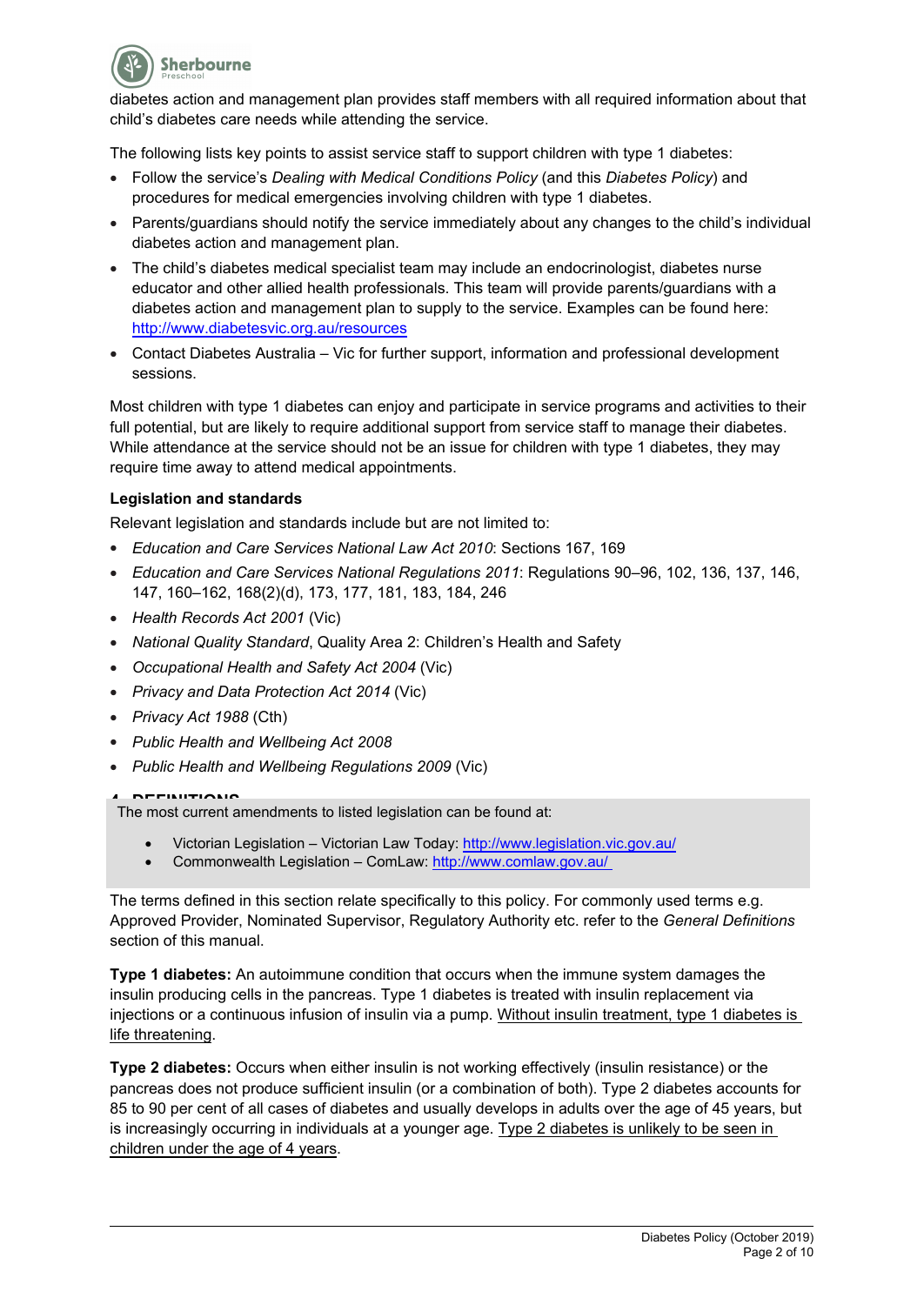diabetes action and management plan provides staff members with all required information about that child's diabetes care needs while attending the service.

The following lists key points to assist service staff to support children with type 1 diabetes:

- Follow the service's *Dealing with Medical Conditions Policy* (and this *Diabetes Policy*) and procedures for medical emergencies involving children with type 1 diabetes.
- Parents/guardians should notify the service immediately about any changes to the child's individual diabetes action and management plan.
- The child's diabetes medical specialist team may include an endocrinologist, diabetes nurse educator and other allied health professionals. This team will provide parents/guardians with a diabetes action and management plan to supply to the service. Examples can be found here: http://www.diabetesvic.org.au/resources
- Contact Diabetes Australia – Vic for further support, information and professional development sessions.

Most children with type 1 diabetes can enjoy and participate in service programs and activities to their full potential, but are likely to require additional support from service staff to manage their diabetes. While attendance at the service should not be an issue for children with type 1 diabetes, they may require time away to attend medical appointments.

**Legislation and standards**

Relevant legislation and standards include but are not limited to:

- *Education and Care Services National Law Act 2010*: Sections 167, 169
- *Education and Care Services National Regulations 2011*: Regulations 90–96, 102, 136, 137, 146, 147, 160–162, 168(2)(d), 173, 177, 181, 183, 184, 246
- *Health Records Act 2001* (Vic)
- *National Quality Standard*, Quality Area 2: Children's Health and Safety
- *Occupational Health and Safety Act 2004* (Vic)
- *Privacy and Data Protection Act 2014* (Vic)
- *Privacy Act 1988* (Cth)
- *Public Health and Wellbeing Act 2008*
- *Public Health and Wellbeing Regulations 2009* (Vic)

The most current amendments to listed legislation can be found at:

- Victorian Legislation – Victorian Law Today: http://www.legislation.vic.gov.au/
- Commonwealth Legislation – ComLaw: http://www.comlaw.gov.au/

## 4. DEFINITIONS

The terms defined in this section relate specifically to this policy. For commonly used terms e.g. Approved Provider, Nominated Supervisor, Regulatory Authority etc. refer to the *General Definitions* section of this manual.

**Type 1 diabetes:** An autoimmune condition that occurs when the immune system damages the insulin producing cells in the pancreas. Type 1 diabetes is treated with insulin replacement via injections or a continuous infusion of insulin via a pump. Without insulin treatment, type 1 diabetes is life threatening.

**Type 2 diabetes:** Occurs when either insulin is not working effectively (insulin resistance) or the pancreas does not produce sufficient insulin (or a combination of both). Type 2 diabetes accounts for 85 to 90 per cent of all cases of diabetes and usually develops in adults over the age of 45 years, but is increasingly occurring in individuals at a younger age. Type 2 diabetes is unlikely to be seen in children under the age of 4 years.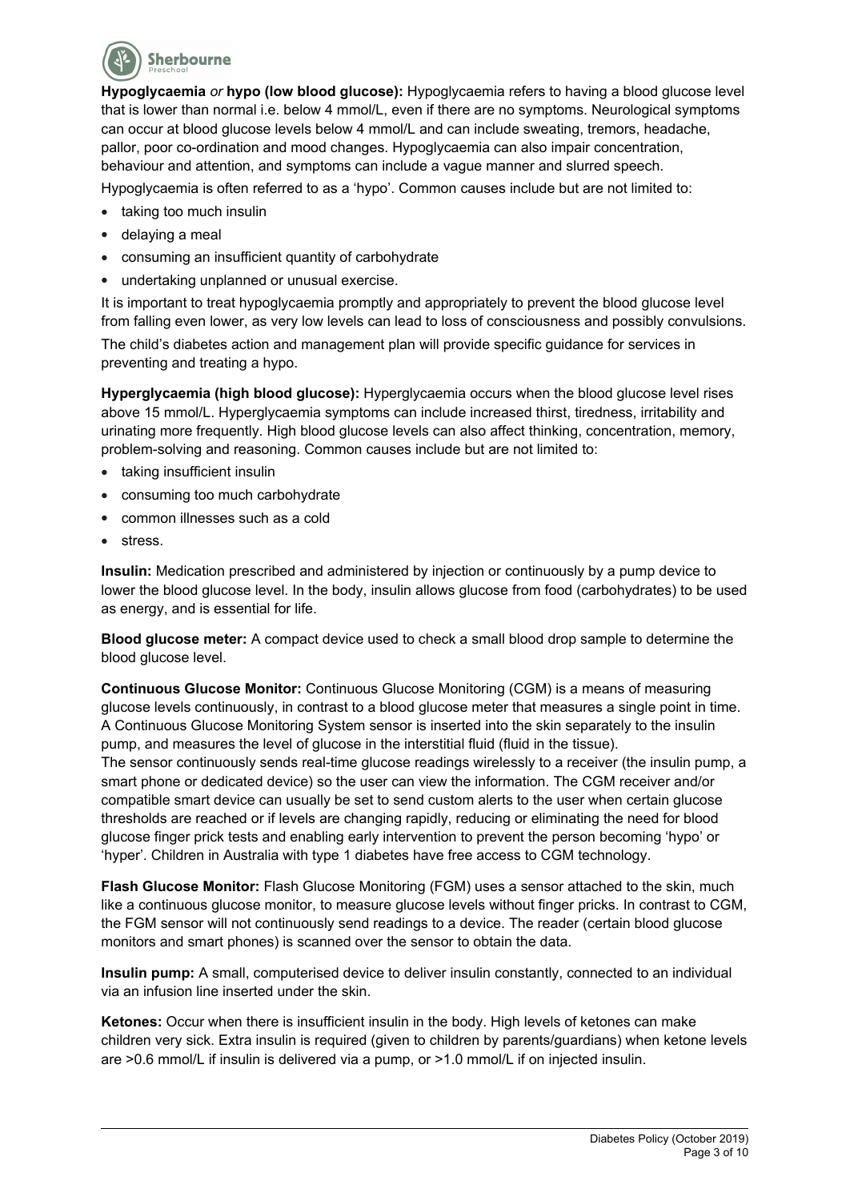**Hypoglycaemia** *or* **hypo (low blood glucose):** Hypoglycaemia refers to having a blood glucose level that is lower than normal i.e. below 4 mmol/L, even if there are no symptoms. Neurological symptoms can occur at blood glucose levels below 4 mmol/L and can include sweating, tremors, headache, pallor, poor co-ordination and mood changes. Hypoglycaemia can also impair concentration, behaviour and attention, and symptoms can include a vague manner and slurred speech.

Hypoglycaemia is often referred to as a 'hypo'. Common causes include but are not limited to:

- taking too much insulin
- delaying a meal
- consuming an insufficient quantity of carbohydrate
- undertaking unplanned or unusual exercise.

It is important to treat hypoglycaemia promptly and appropriately to prevent the blood glucose level from falling even lower, as very low levels can lead to loss of consciousness and possibly convulsions.

The child's diabetes action and management plan will provide specific guidance for services in preventing and treating a hypo.

**Hyperglycaemia (high blood glucose):** Hyperglycaemia occurs when the blood glucose level rises above 15 mmol/L. Hyperglycaemia symptoms can include increased thirst, tiredness, irritability and urinating more frequently. High blood glucose levels can also affect thinking, concentration, memory, problem-solving and reasoning. Common causes include but are not limited to:

- taking insufficient insulin
- consuming too much carbohydrate
- common illnesses such as a cold
- stress.

**Insulin:** Medication prescribed and administered by injection or continuously by a pump device to lower the blood glucose level. In the body, insulin allows glucose from food (carbohydrates) to be used as energy, and is essential for life.

**Blood glucose meter:** A compact device used to check a small blood drop sample to determine the blood glucose level.

**Continuous Glucose Monitor:** Continuous Glucose Monitoring (CGM) is a means of measuring glucose levels continuously, in contrast to a blood glucose meter that measures a single point in time. A Continuous Glucose Monitoring System sensor is inserted into the skin separately to the insulin pump, and measures the level of glucose in the interstitial fluid (fluid in the tissue).
The sensor continuously sends real-time glucose readings wirelessly to a receiver (the insulin pump, a smart phone or dedicated device) so the user can view the information. The CGM receiver and/or compatible smart device can usually be set to send custom alerts to the user when certain glucose thresholds are reached or if levels are changing rapidly, reducing or eliminating the need for blood glucose finger prick tests and enabling early intervention to prevent the person becoming 'hypo' or 'hyper'. Children in Australia with type 1 diabetes have free access to CGM technology.

**Flash Glucose Monitor:** Flash Glucose Monitoring (FGM) uses a sensor attached to the skin, much like a continuous glucose monitor, to measure glucose levels without finger pricks. In contrast to CGM, the FGM sensor will not continuously send readings to a device. The reader (certain blood glucose monitors and smart phones) is scanned over the sensor to obtain the data.

**Insulin pump:** A small, computerised device to deliver insulin constantly, connected to an individual via an infusion line inserted under the skin.

**Ketones:** Occur when there is insufficient insulin in the body. High levels of ketones can make children very sick. Extra insulin is required (given to children by parents/guardians) when ketone levels are >0.6 mmol/L if insulin is delivered via a pump, or >1.0 mmol/L if on injected insulin.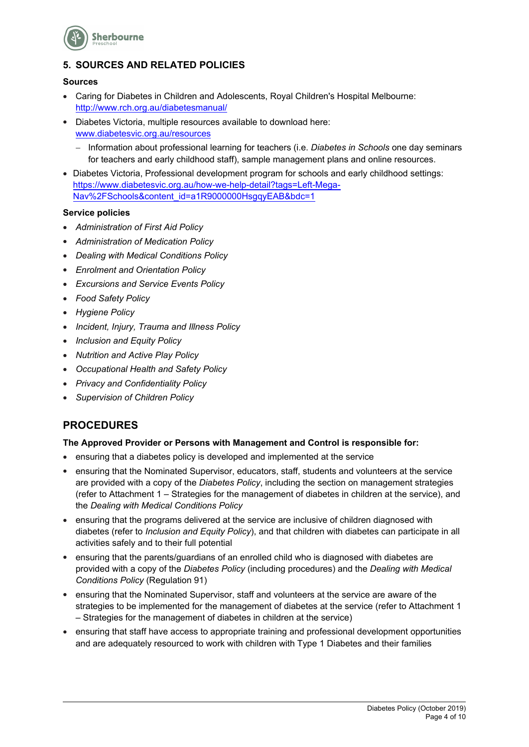## 5. SOURCES AND RELATED POLICIES

**Sources**

- Caring for Diabetes in Children and Adolescents, Royal Children's Hospital Melbourne: http://www.rch.org.au/diabetesmanual/
- Diabetes Victoria, multiple resources available to download here: www.diabetesvic.org.au/resources
  - Information about professional learning for teachers (i.e. *Diabetes in Schools* one day seminars for teachers and early childhood staff), sample management plans and online resources.
- Diabetes Victoria, Professional development program for schools and early childhood settings: https://www.diabetesvic.org.au/how-we-help-detail?tags=Left-Mega-Nav%2FSchools&content_id=a1R9000000HsgqyEAB&bdc=1

**Service policies**

- *Administration of First Aid Policy*
- *Administration of Medication Policy*
- *Dealing with Medical Conditions Policy*
- *Enrolment and Orientation Policy*
- *Excursions and Service Events Policy*
- *Food Safety Policy*
- *Hygiene Policy*
- *Incident, Injury, Trauma and Illness Policy*
- *Inclusion and Equity Policy*
- *Nutrition and Active Play Policy*
- *Occupational Health and Safety Policy*
- *Privacy and Confidentiality Policy*
- *Supervision of Children Policy*

# PROCEDURES

**The Approved Provider or Persons with Management and Control is responsible for:**

- ensuring that a diabetes policy is developed and implemented at the service
- ensuring that the Nominated Supervisor, educators, staff, students and volunteers at the service are provided with a copy of the *Diabetes Policy*, including the section on management strategies (refer to Attachment 1 – Strategies for the management of diabetes in children at the service), and the *Dealing with Medical Conditions Policy*
- ensuring that the programs delivered at the service are inclusive of children diagnosed with diabetes (refer to *Inclusion and Equity Policy*), and that children with diabetes can participate in all activities safely and to their full potential
- ensuring that the parents/guardians of an enrolled child who is diagnosed with diabetes are provided with a copy of the *Diabetes Policy* (including procedures) and the *Dealing with Medical Conditions Policy* (Regulation 91)
- ensuring that the Nominated Supervisor, staff and volunteers at the service are aware of the strategies to be implemented for the management of diabetes at the service (refer to Attachment 1 – Strategies for the management of diabetes in children at the service)
- ensuring that staff have access to appropriate training and professional development opportunities and are adequately resourced to work with children with Type 1 Diabetes and their families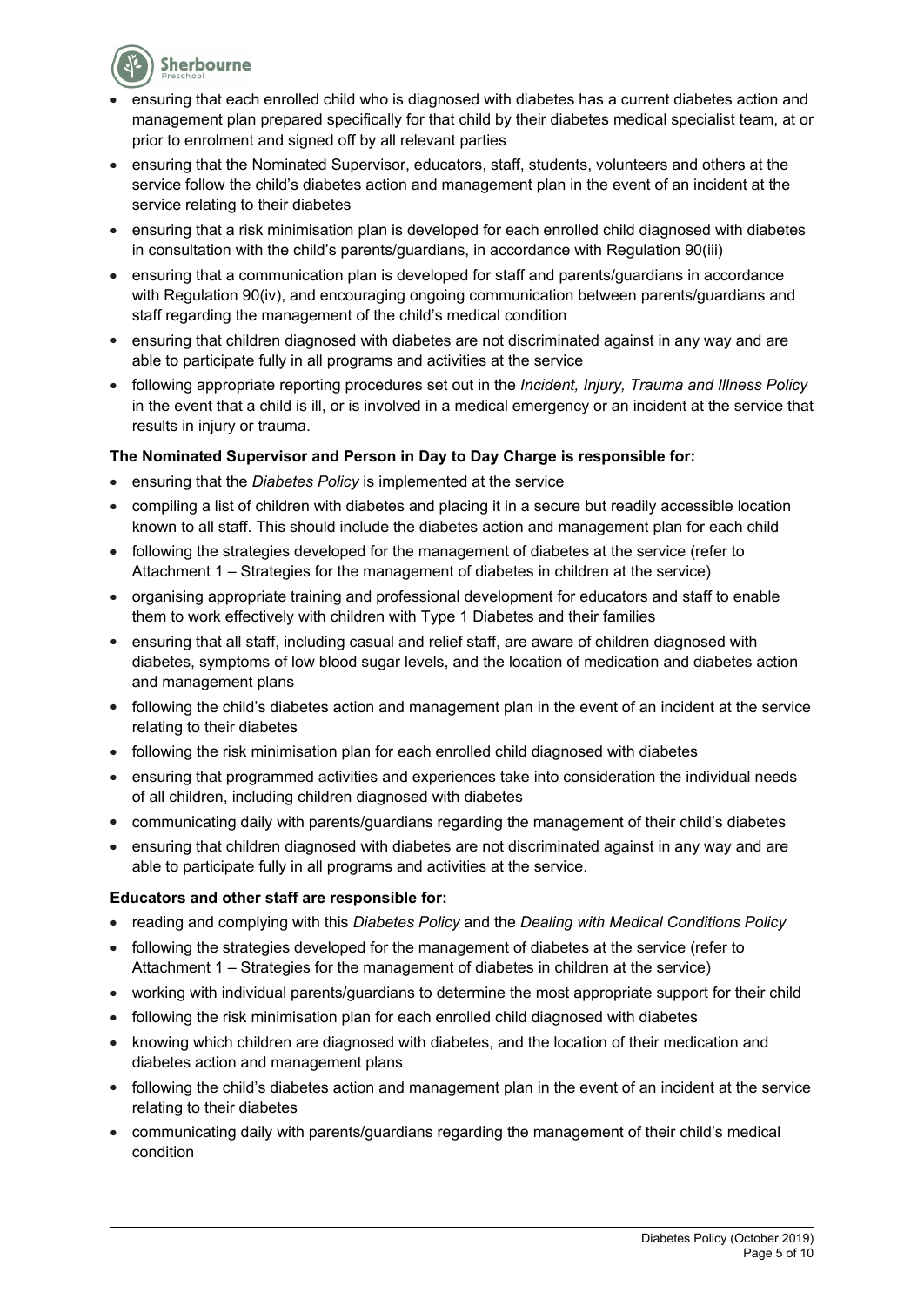- ensuring that each enrolled child who is diagnosed with diabetes has a current diabetes action and management plan prepared specifically for that child by their diabetes medical specialist team, at or prior to enrolment and signed off by all relevant parties
- ensuring that the Nominated Supervisor, educators, staff, students, volunteers and others at the service follow the child's diabetes action and management plan in the event of an incident at the service relating to their diabetes
- ensuring that a risk minimisation plan is developed for each enrolled child diagnosed with diabetes in consultation with the child's parents/guardians, in accordance with Regulation 90(iii)
- ensuring that a communication plan is developed for staff and parents/guardians in accordance with Regulation 90(iv), and encouraging ongoing communication between parents/guardians and staff regarding the management of the child's medical condition
- ensuring that children diagnosed with diabetes are not discriminated against in any way and are able to participate fully in all programs and activities at the service
- following appropriate reporting procedures set out in the *Incident, Injury, Trauma and Illness Policy* in the event that a child is ill, or is involved in a medical emergency or an incident at the service that results in injury or trauma.

**The Nominated Supervisor and Person in Day to Day Charge is responsible for:**

- ensuring that the *Diabetes Policy* is implemented at the service
- compiling a list of children with diabetes and placing it in a secure but readily accessible location known to all staff. This should include the diabetes action and management plan for each child
- following the strategies developed for the management of diabetes at the service (refer to Attachment 1 – Strategies for the management of diabetes in children at the service)
- organising appropriate training and professional development for educators and staff to enable them to work effectively with children with Type 1 Diabetes and their families
- ensuring that all staff, including casual and relief staff, are aware of children diagnosed with diabetes, symptoms of low blood sugar levels, and the location of medication and diabetes action and management plans
- following the child's diabetes action and management plan in the event of an incident at the service relating to their diabetes
- following the risk minimisation plan for each enrolled child diagnosed with diabetes
- ensuring that programmed activities and experiences take into consideration the individual needs of all children, including children diagnosed with diabetes
- communicating daily with parents/guardians regarding the management of their child's diabetes
- ensuring that children diagnosed with diabetes are not discriminated against in any way and are able to participate fully in all programs and activities at the service.

**Educators and other staff are responsible for:**

- reading and complying with this *Diabetes Policy* and the *Dealing with Medical Conditions Policy*
- following the strategies developed for the management of diabetes at the service (refer to Attachment 1 – Strategies for the management of diabetes in children at the service)
- working with individual parents/guardians to determine the most appropriate support for their child
- following the risk minimisation plan for each enrolled child diagnosed with diabetes
- knowing which children are diagnosed with diabetes, and the location of their medication and diabetes action and management plans
- following the child's diabetes action and management plan in the event of an incident at the service relating to their diabetes
- communicating daily with parents/guardians regarding the management of their child's medical condition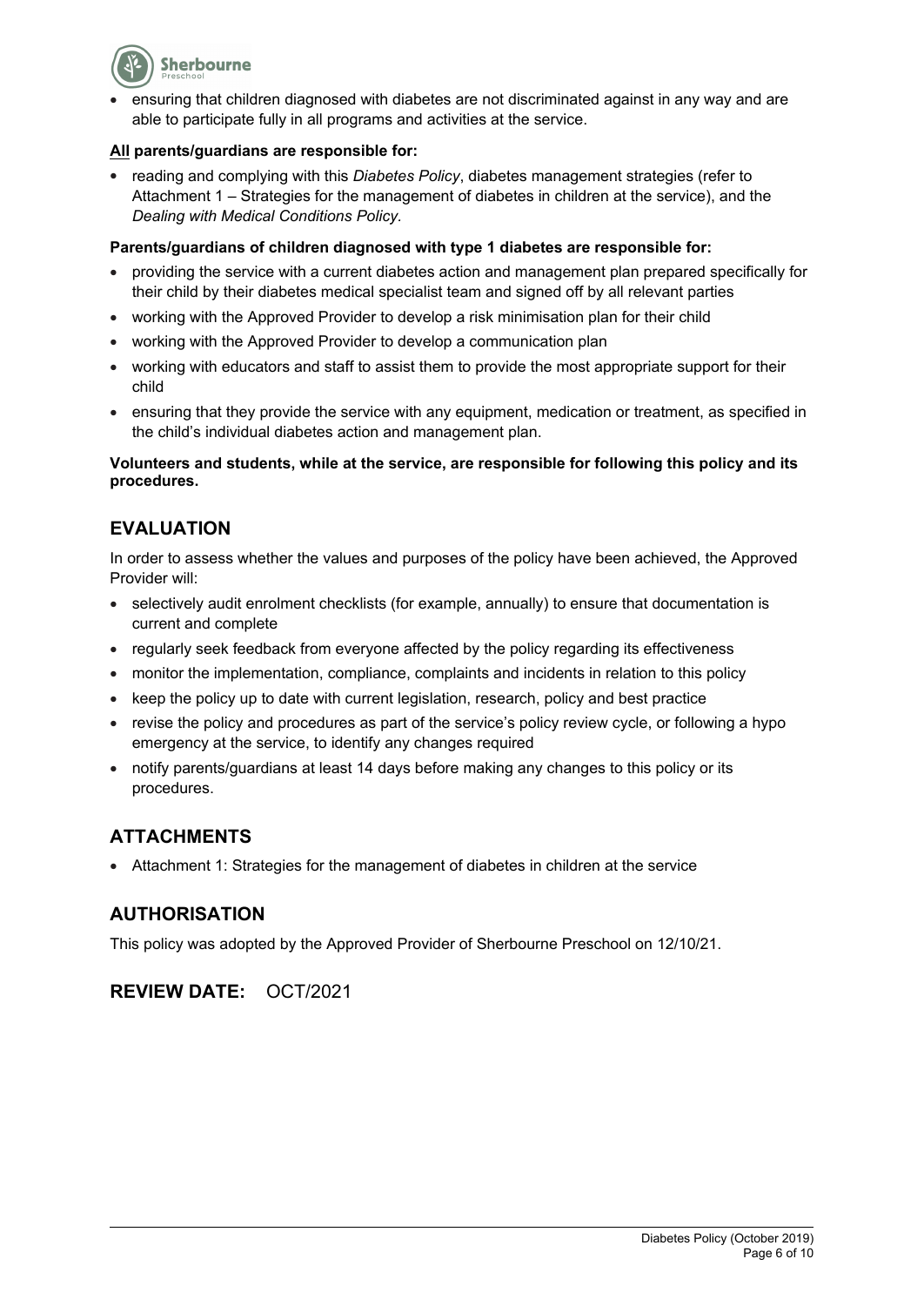- ensuring that children diagnosed with diabetes are not discriminated against in any way and are able to participate fully in all programs and activities at the service.

**<u>All</u> parents/guardians are responsible for:**

- reading and complying with this *Diabetes Policy*, diabetes management strategies (refer to Attachment 1 – Strategies for the management of diabetes in children at the service), and the *Dealing with Medical Conditions Policy.*

**Parents/guardians of children diagnosed with type 1 diabetes are responsible for:**

- providing the service with a current diabetes action and management plan prepared specifically for their child by their diabetes medical specialist team and signed off by all relevant parties
- working with the Approved Provider to develop a risk minimisation plan for their child
- working with the Approved Provider to develop a communication plan
- working with educators and staff to assist them to provide the most appropriate support for their child
- ensuring that they provide the service with any equipment, medication or treatment, as specified in the child's individual diabetes action and management plan.

**Volunteers and students, while at the service, are responsible for following this policy and its procedures.**

## EVALUATION

In order to assess whether the values and purposes of the policy have been achieved, the Approved Provider will:

- selectively audit enrolment checklists (for example, annually) to ensure that documentation is current and complete
- regularly seek feedback from everyone affected by the policy regarding its effectiveness
- monitor the implementation, compliance, complaints and incidents in relation to this policy
- keep the policy up to date with current legislation, research, policy and best practice
- revise the policy and procedures as part of the service's policy review cycle, or following a hypo emergency at the service, to identify any changes required
- notify parents/guardians at least 14 days before making any changes to this policy or its procedures.

## ATTACHMENTS

- Attachment 1: Strategies for the management of diabetes in children at the service

## AUTHORISATION

This policy was adopted by the Approved Provider of Sherbourne Preschool on 12/10/21.

## REVIEW DATE: OCT/2021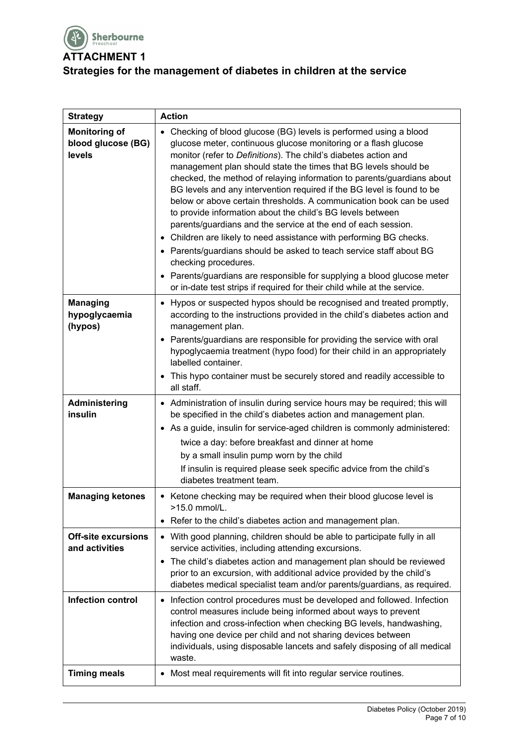# ATTACHMENT 1

## Strategies for the management of diabetes in children at the service

| Strategy | Action |
|---|---|
| **Monitoring of blood glucose (BG) levels** | • Checking of blood glucose (BG) levels is performed using a blood glucose meter, continuous glucose monitoring or a flash glucose monitor (refer to *Definitions*). The child's diabetes action and management plan should state the times that BG levels should be checked, the method of relaying information to parents/guardians about BG levels and any intervention required if the BG level is found to be below or above certain thresholds. A communication book can be used to provide information about the child's BG levels between parents/guardians and the service at the end of each session.<br>• Children are likely to need assistance with performing BG checks.<br>• Parents/guardians should be asked to teach service staff about BG checking procedures.<br>• Parents/guardians are responsible for supplying a blood glucose meter or in-date test strips if required for their child while at the service. |
| **Managing hypoglycaemia (hypos)** | • Hypos or suspected hypos should be recognised and treated promptly, according to the instructions provided in the child's diabetes action and management plan.<br>• Parents/guardians are responsible for providing the service with oral hypoglycaemia treatment (hypo food) for their child in an appropriately labelled container.<br>• This hypo container must be securely stored and readily accessible to all staff. |
| **Administering insulin** | • Administration of insulin during service hours may be required; this will be specified in the child's diabetes action and management plan.<br>• As a guide, insulin for service-aged children is commonly administered:<br>twice a day: before breakfast and dinner at home<br>by a small insulin pump worn by the child<br>If insulin is required please seek specific advice from the child's diabetes treatment team. |
| **Managing ketones** | • Ketone checking may be required when their blood glucose level is >15.0 mmol/L.<br>• Refer to the child's diabetes action and management plan. |
| **Off-site excursions and activities** | • With good planning, children should be able to participate fully in all service activities, including attending excursions.<br>• The child's diabetes action and management plan should be reviewed prior to an excursion, with additional advice provided by the child's diabetes medical specialist team and/or parents/guardians, as required. |
| **Infection control** | • Infection control procedures must be developed and followed. Infection control measures include being informed about ways to prevent infection and cross-infection when checking BG levels, handwashing, having one device per child and not sharing devices between individuals, using disposable lancets and safely disposing of all medical waste. |
| **Timing meals** | • Most meal requirements will fit into regular service routines. |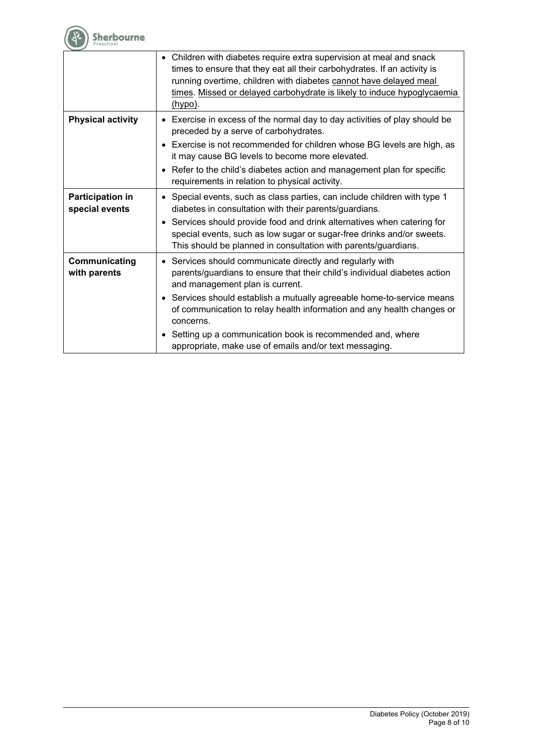| | |
|---|---|
| | • Children with diabetes require extra supervision at meal and snack times to ensure that they eat all their carbohydrates. If an activity is running overtime, children with diabetes <u>cannot have delayed meal times</u>. <u>Missed or delayed carbohydrate is likely to induce hypoglycaemia (hypo)</u>. |
| **Physical activity** | • Exercise in excess of the normal day to day activities of play should be preceded by a serve of carbohydrates.<br>• Exercise is not recommended for children whose BG levels are high, as it may cause BG levels to become more elevated.<br>• Refer to the child's diabetes action and management plan for specific requirements in relation to physical activity. |
| **Participation in special events** | • Special events, such as class parties, can include children with type 1 diabetes in consultation with their parents/guardians.<br>• Services should provide food and drink alternatives when catering for special events, such as low sugar or sugar-free drinks and/or sweets. This should be planned in consultation with parents/guardians. |
| **Communicating with parents** | • Services should communicate directly and regularly with parents/guardians to ensure that their child's individual diabetes action and management plan is current.<br>• Services should establish a mutually agreeable home-to-service means of communication to relay health information and any health changes or concerns.<br>• Setting up a communication book is recommended and, where appropriate, make use of emails and/or text messaging. |